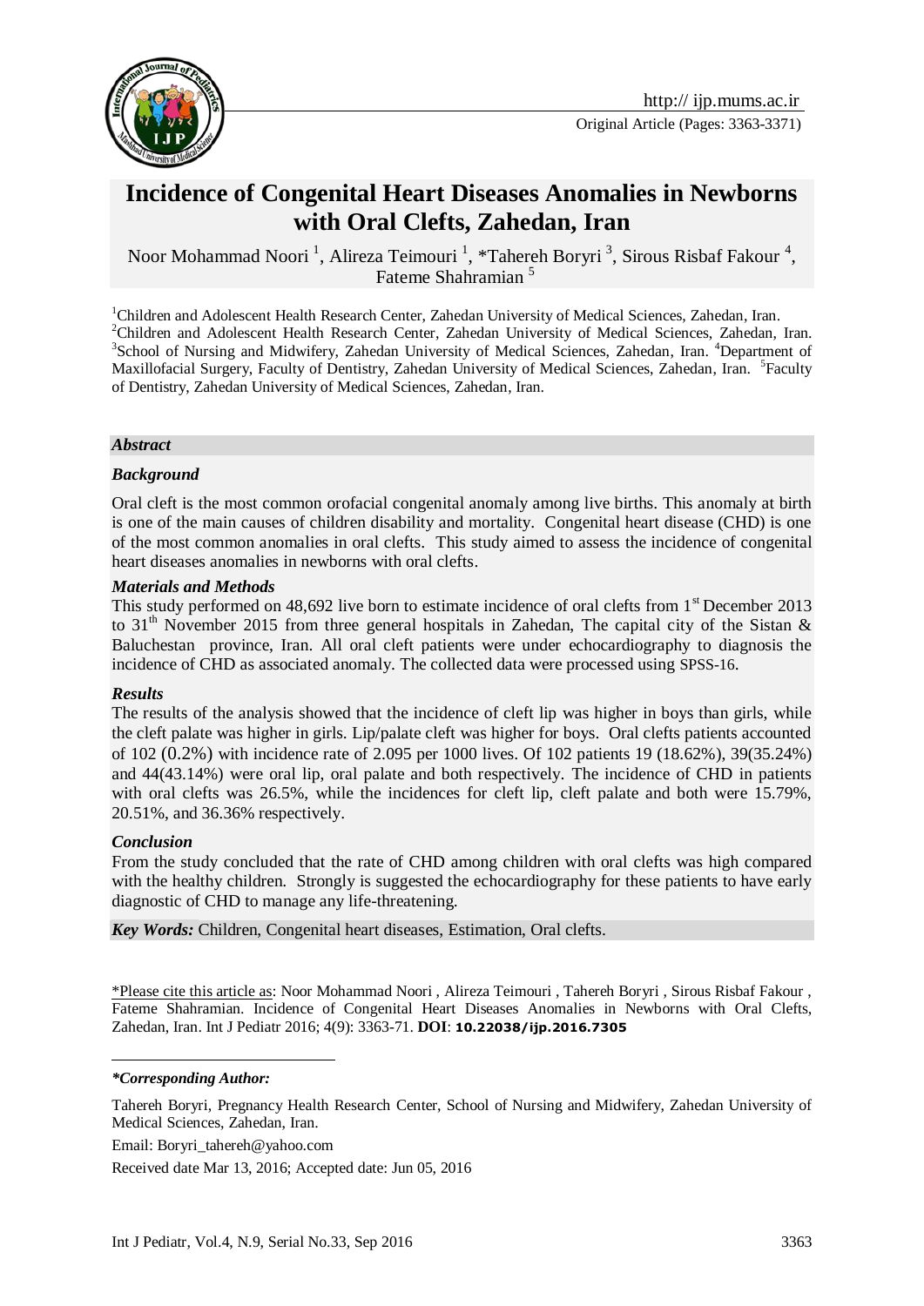Original Article (Pages: 3363-3371)

# Incidence of Congenital Heart Diseases Anomalies in Newborns with Oral Clefts, Zahedan, Iran

Noor Mohammad Noori [1], Alireza Teimouri [1], *Tahereh Boryri [3], Sirous Risbaf Fakour [4], Fateme Shahramian [5]

[1]Children and Adolescent Health Research Center, Zahedan University of Medical Sciences, Zahedan, Iran. [2]Children and Adolescent Health Research Center, Zahedan University of Medical Sciences, Zahedan, Iran. [3]School of Nursing and Midwifery, Zahedan University of Medical Sciences, Zahedan, Iran. [4]Department of Maxillofacial Surgery, Faculty of Dentistry, Zahedan University of Medical Sciences, Zahedan, Iran. [5]Faculty of Dentistry, Zahedan University of Medical Sciences, Zahedan, Iran.

### *Abstract*

#### *Background*

Oral cleft is the most common orofacial congenital anomaly among live births. This anomaly at birth is one of the main causes of children disability and mortality. Congenital heart disease (CHD) is one of the most common anomalies in oral clefts. This study aimed to assess the incidence of congenital heart diseases anomalies in newborns with oral clefts.

#### *Materials and Methods*

This study performed on 48,692 live born to estimate incidence of oral clefts from 1st December 2013 to 31th November 2015 from three general hospitals in Zahedan, The capital city of the Sistan & Baluchestan province, Iran. All oral cleft patients were under echocardiography to diagnosis the incidence of CHD as associated anomaly. The collected data were processed using SPSS-16.

#### *Results*

The results of the analysis showed that the incidence of cleft lip was higher in boys than girls, while the cleft palate was higher in girls. Lip/palate cleft was higher for boys. Oral clefts patients accounted of 102 (0.2%) with incidence rate of 2.095 per 1000 lives. Of 102 patients 19 (18.62%), 39(35.24%) and 44(43.14%) were oral lip, oral palate and both respectively. The incidence of CHD in patients with oral clefts was 26.5%, while the incidences for cleft lip, cleft palate and both were 15.79%, 20.51%, and 36.36% respectively.

#### *Conclusion*

From the study concluded that the rate of CHD among children with oral clefts was high compared with the healthy children. Strongly is suggested the echocardiography for these patients to have early diagnostic of CHD to manage any life-threatening.

***Key Words:*** Children, Congenital heart diseases, Estimation, Oral clefts.

\*Please cite this article as: Noor Mohammad Noori , Alireza Teimouri , Tahereh Boryri , Sirous Risbaf Fakour , Fateme Shahramian. Incidence of Congenital Heart Diseases Anomalies in Newborns with Oral Clefts, Zahedan, Iran. Int J Pediatr 2016; 4(9): 3363-71. **DOI**: **10.22038/ijp.2016.7305**

***\*Corresponding Author:***

Tahereh Boryri, Pregnancy Health Research Center, School of Nursing and Midwifery, Zahedan University of Medical Sciences, Zahedan, Iran.

Email: Boryri_tahereh@yahoo.com

Received date Mar 13, 2016; Accepted date: Jun 05, 2016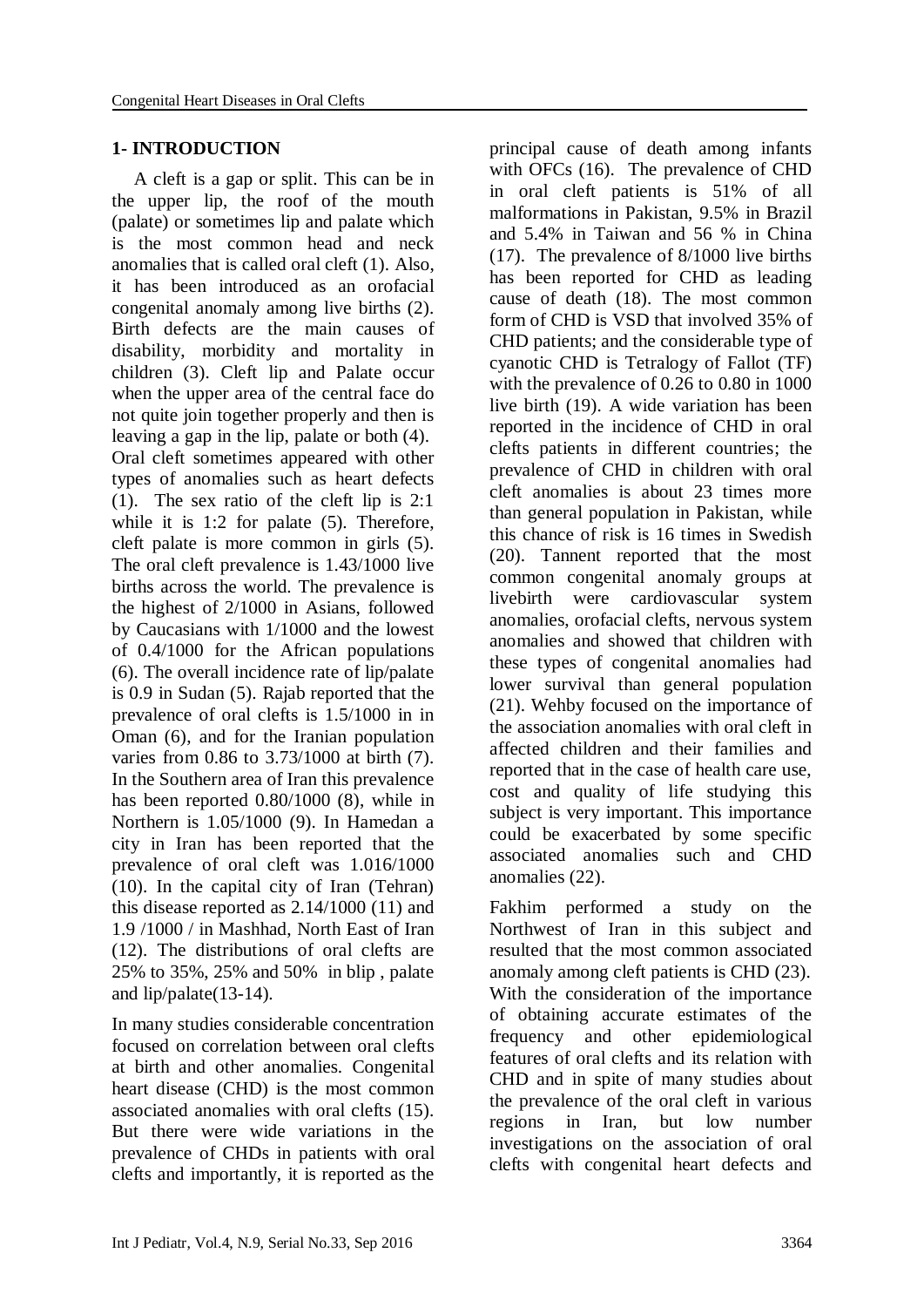## 1- INTRODUCTION

A cleft is a gap or split. This can be in the upper lip, the roof of the mouth (palate) or sometimes lip and palate which is the most common head and neck anomalies that is called oral cleft (1). Also, it has been introduced as an orofacial congenital anomaly among live births (2). Birth defects are the main causes of disability, morbidity and mortality in children (3). Cleft lip and Palate occur when the upper area of the central face do not quite join together properly and then is leaving a gap in the lip, palate or both (4). Oral cleft sometimes appeared with other types of anomalies such as heart defects (1). The sex ratio of the cleft lip is 2:1 while it is 1:2 for palate (5). Therefore, cleft palate is more common in girls (5). The oral cleft prevalence is 1.43/1000 live births across the world. The prevalence is the highest of 2/1000 in Asians, followed by Caucasians with 1/1000 and the lowest of 0.4/1000 for the African populations (6). The overall incidence rate of lip/palate is 0.9 in Sudan (5). Rajab reported that the prevalence of oral clefts is 1.5/1000 in in Oman (6), and for the Iranian population varies from 0.86 to 3.73/1000 at birth (7). In the Southern area of Iran this prevalence has been reported 0.80/1000 (8), while in Northern is 1.05/1000 (9). In Hamedan a city in Iran has been reported that the prevalence of oral cleft was 1.016/1000 (10). In the capital city of Iran (Tehran) this disease reported as 2.14/1000 (11) and 1.9 /1000 / in Mashhad, North East of Iran (12). The distributions of oral clefts are 25% to 35%, 25% and 50% in blip , palate and lip/palate(13-14).

In many studies considerable concentration focused on correlation between oral clefts at birth and other anomalies. Congenital heart disease (CHD) is the most common associated anomalies with oral clefts (15). But there were wide variations in the prevalence of CHDs in patients with oral clefts and importantly, it is reported as the principal cause of death among infants with OFCs (16). The prevalence of CHD in oral cleft patients is 51% of all malformations in Pakistan, 9.5% in Brazil and 5.4% in Taiwan and 56 % in China (17). The prevalence of 8/1000 live births has been reported for CHD as leading cause of death (18). The most common form of CHD is VSD that involved 35% of CHD patients; and the considerable type of cyanotic CHD is Tetralogy of Fallot (TF) with the prevalence of 0.26 to 0.80 in 1000 live birth (19). A wide variation has been reported in the incidence of CHD in oral clefts patients in different countries; the prevalence of CHD in children with oral cleft anomalies is about 23 times more than general population in Pakistan, while this chance of risk is 16 times in Swedish (20). Tannent reported that the most common congenital anomaly groups at livebirth were cardiovascular system anomalies, orofacial clefts, nervous system anomalies and showed that children with these types of congenital anomalies had lower survival than general population (21). Wehby focused on the importance of the association anomalies with oral cleft in affected children and their families and reported that in the case of health care use, cost and quality of life studying this subject is very important. This importance could be exacerbated by some specific associated anomalies such and CHD anomalies (22).

Fakhim performed a study on the Northwest of Iran in this subject and resulted that the most common associated anomaly among cleft patients is CHD (23). With the consideration of the importance of obtaining accurate estimates of the frequency and other epidemiological features of oral clefts and its relation with CHD and in spite of many studies about the prevalence of the oral cleft in various regions in Iran, but low number investigations on the association of oral clefts with congenital heart defects and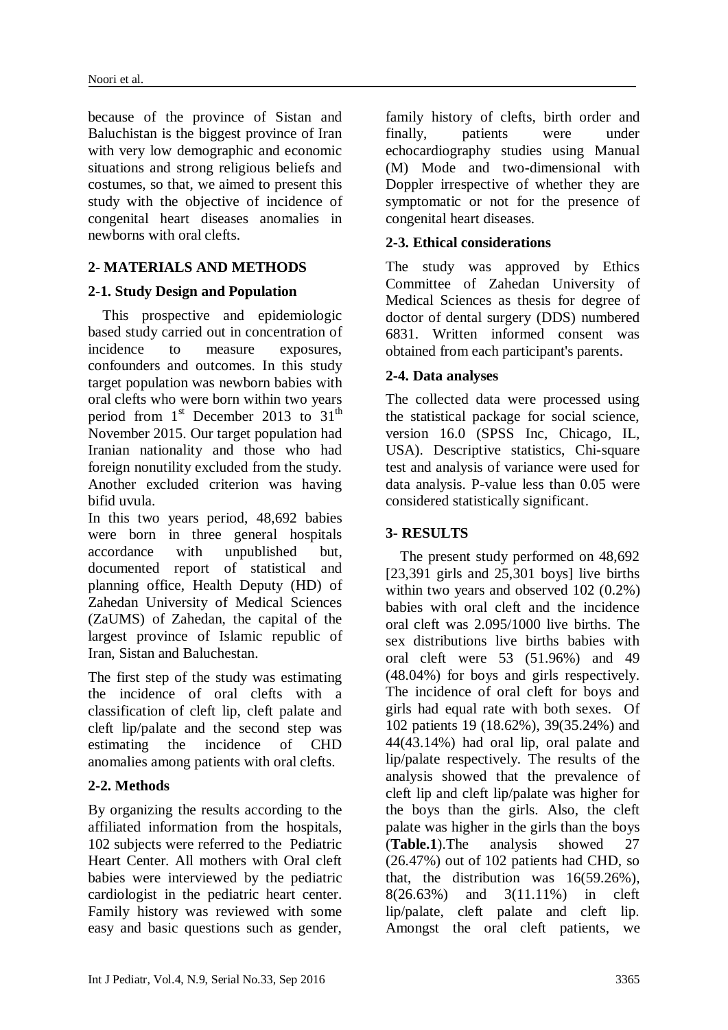because of the province of Sistan and Baluchistan is the biggest province of Iran with very low demographic and economic situations and strong religious beliefs and costumes, so that, we aimed to present this study with the objective of incidence of congenital heart diseases anomalies in newborns with oral clefts.

## 2- MATERIALS AND METHODS

### 2-1. Study Design and Population

This prospective and epidemiologic based study carried out in concentration of incidence to measure exposures, confounders and outcomes. In this study target population was newborn babies with oral clefts who were born within two years period from 1st December 2013 to 31th November 2015. Our target population had Iranian nationality and those who had foreign nonutility excluded from the study. Another excluded criterion was having bifid uvula.

In this two years period, 48,692 babies were born in three general hospitals accordance with unpublished but, documented report of statistical and planning office, Health Deputy (HD) of Zahedan University of Medical Sciences (ZaUMS) of Zahedan, the capital of the largest province of Islamic republic of Iran, Sistan and Baluchestan.

The first step of the study was estimating the incidence of oral clefts with a classification of cleft lip, cleft palate and cleft lip/palate and the second step was estimating the incidence of CHD anomalies among patients with oral clefts.

### 2-2. Methods

By organizing the results according to the affiliated information from the hospitals, 102 subjects were referred to the Pediatric Heart Center. All mothers with Oral cleft babies were interviewed by the pediatric cardiologist in the pediatric heart center. Family history was reviewed with some easy and basic questions such as gender, family history of clefts, birth order and finally, patients were under echocardiography studies using Manual (M) Mode and two-dimensional with Doppler irrespective of whether they are symptomatic or not for the presence of congenital heart diseases.

### 2-3. Ethical considerations

The study was approved by Ethics Committee of Zahedan University of Medical Sciences as thesis for degree of doctor of dental surgery (DDS) numbered 6831. Written informed consent was obtained from each participant's parents.

### 2-4. Data analyses

The collected data were processed using the statistical package for social science, version 16.0 (SPSS Inc, Chicago, IL, USA). Descriptive statistics, Chi-square test and analysis of variance were used for data analysis. P-value less than 0.05 were considered statistically significant.

## 3- RESULTS

The present study performed on 48,692 [23,391 girls and 25,301 boys] live births within two years and observed 102 (0.2%) babies with oral cleft and the incidence oral cleft was 2.095/1000 live births. The sex distributions live births babies with oral cleft were 53 (51.96%) and 49 (48.04%) for boys and girls respectively. The incidence of oral cleft for boys and girls had equal rate with both sexes. Of 102 patients 19 (18.62%), 39(35.24%) and 44(43.14%) had oral lip, oral palate and lip/palate respectively. The results of the analysis showed that the prevalence of cleft lip and cleft lip/palate was higher for the boys than the girls. Also, the cleft palate was higher in the girls than the boys (**Table.1**).The analysis showed 27 (26.47%) out of 102 patients had CHD, so that, the distribution was 16(59.26%), 8(26.63%) and 3(11.11%) in cleft lip/palate, cleft palate and cleft lip. Amongst the oral cleft patients, we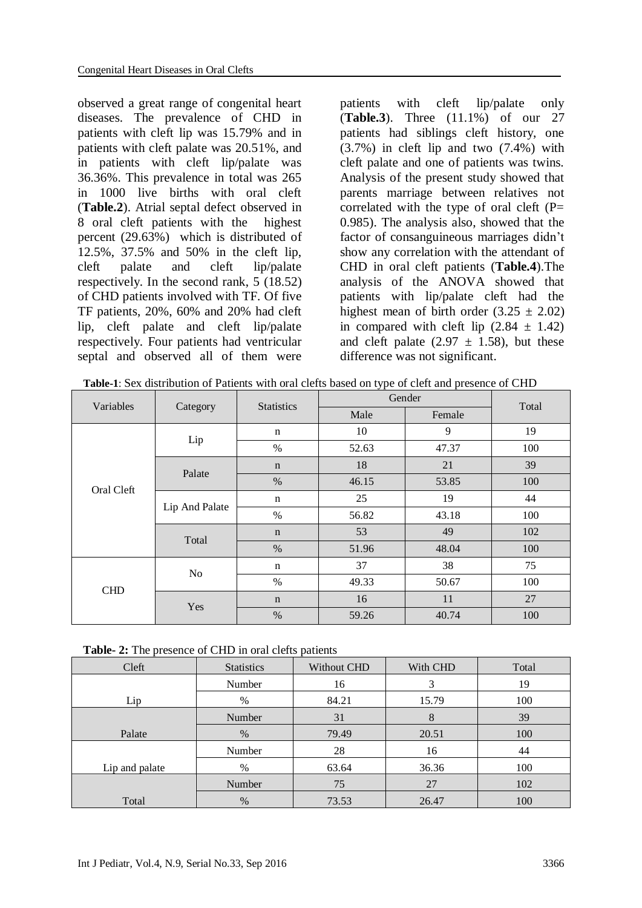observed a great range of congenital heart diseases. The prevalence of CHD in patients with cleft lip was 15.79% and in patients with cleft palate was 20.51%, and in patients with cleft lip/palate was 36.36%. This prevalence in total was 265 in 1000 live births with oral cleft (**Table.2**). Atrial septal defect observed in 8 oral cleft patients with the highest percent (29.63%) which is distributed of 12.5%, 37.5% and 50% in the cleft lip, cleft palate and cleft lip/palate respectively. In the second rank, 5 (18.52) of CHD patients involved with TF. Of five TF patients, 20%, 60% and 20% had cleft lip, cleft palate and cleft lip/palate respectively. Four patients had ventricular septal and observed all of them were patients with cleft lip/palate only (**Table.3**). Three (11.1%) of our 27 patients had siblings cleft history, one (3.7%) in cleft lip and two (7.4%) with cleft palate and one of patients was twins. Analysis of the present study showed that parents marriage between relatives not correlated with the type of oral cleft (P= 0.985). The analysis also, showed that the factor of consanguineous marriages didn't show any correlation with the attendant of CHD in oral cleft patients (**Table.4**).The analysis of the ANOVA showed that patients with lip/palate cleft had the highest mean of birth order ($3.25 \pm 2.02$) in compared with cleft lip ($2.84 \pm 1.42$) and cleft palate ($2.97 \pm 1.58$), but these difference was not significant.

**Table-1**: Sex distribution of Patients with oral clefts based on type of cleft and presence of CHD

| Variables | Category | Statistics | Gender | | Total |
|---|---|---|---|---|---|
| | | | Male | Female | |
| Oral Cleft | Lip | n | 10 | 9 | 19 |
| | | % | 52.63 | 47.37 | 100 |
| | Palate | n | 18 | 21 | 39 |
| | | % | 46.15 | 53.85 | 100 |
| | Lip And Palate | n | 25 | 19 | 44 |
| | | % | 56.82 | 43.18 | 100 |
| | Total | n | 53 | 49 | 102 |
| | | % | 51.96 | 48.04 | 100 |
| CHD | No | n | 37 | 38 | 75 |
| | | % | 49.33 | 50.67 | 100 |
| | Yes | n | 16 | 11 | 27 |
| | | % | 59.26 | 40.74 | 100 |

**Table- 2:** The presence of CHD in oral clefts patients

| Cleft | Statistics | Without CHD | With CHD | Total |
|---|---|---|---|---|
| Lip | Number | 16 | 3 | 19 |
| | % | 84.21 | 15.79 | 100 |
| Palate | Number | 31 | 8 | 39 |
| | % | 79.49 | 20.51 | 100 |
| Lip and palate | Number | 28 | 16 | 44 |
| | % | 63.64 | 36.36 | 100 |
| Total | Number | 75 | 27 | 102 |
| | % | 73.53 | 26.47 | 100 |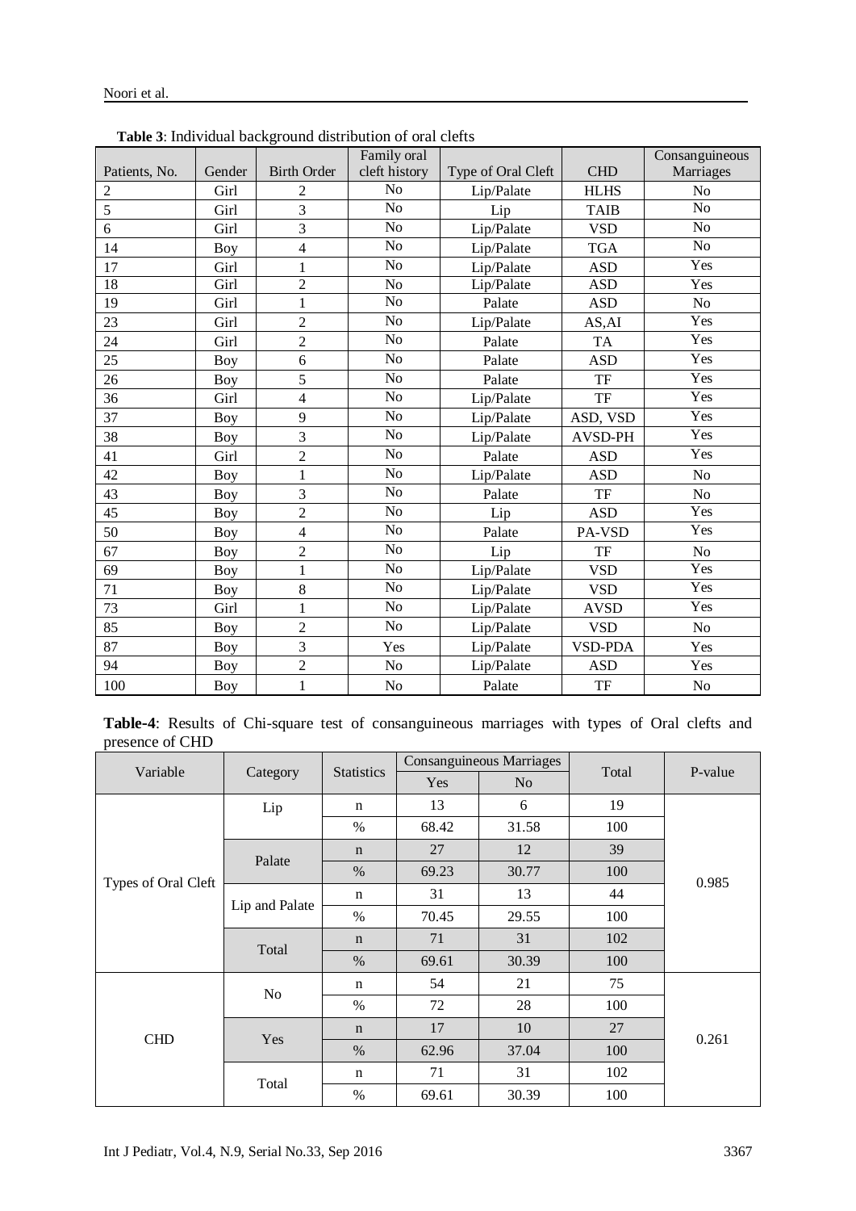**Table 3**: Individual background distribution of oral clefts

| Patients, No. | Gender | Birth Order | Family oral cleft history | Type of Oral Cleft | CHD | Consanguineous Marriages |
|---|---|---|---|---|---|---|
| 2 | Girl | 2 | No | Lip/Palate | HLHS | No |
| 5 | Girl | 3 | No | Lip | TAIB | No |
| 6 | Girl | 3 | No | Lip/Palate | VSD | No |
| 14 | Boy | 4 | No | Lip/Palate | TGA | No |
| 17 | Girl | 1 | No | Lip/Palate | ASD | Yes |
| 18 | Girl | 2 | No | Lip/Palate | ASD | Yes |
| 19 | Girl | 1 | No | Palate | ASD | No |
| 23 | Girl | 2 | No | Lip/Palate | AS,AI | Yes |
| 24 | Girl | 2 | No | Palate | TA | Yes |
| 25 | Boy | 6 | No | Palate | ASD | Yes |
| 26 | Boy | 5 | No | Palate | TF | Yes |
| 36 | Girl | 4 | No | Lip/Palate | TF | Yes |
| 37 | Boy | 9 | No | Lip/Palate | ASD, VSD | Yes |
| 38 | Boy | 3 | No | Lip/Palate | AVSD-PH | Yes |
| 41 | Girl | 2 | No | Palate | ASD | Yes |
| 42 | Boy | 1 | No | Lip/Palate | ASD | No |
| 43 | Boy | 3 | No | Palate | TF | No |
| 45 | Boy | 2 | No | Lip | ASD | Yes |
| 50 | Boy | 4 | No | Palate | PA-VSD | Yes |
| 67 | Boy | 2 | No | Lip | TF | No |
| 69 | Boy | 1 | No | Lip/Palate | VSD | Yes |
| 71 | Boy | 8 | No | Lip/Palate | VSD | Yes |
| 73 | Girl | 1 | No | Lip/Palate | AVSD | Yes |
| 85 | Boy | 2 | No | Lip/Palate | VSD | No |
| 87 | Boy | 3 | Yes | Lip/Palate | VSD-PDA | Yes |
| 94 | Boy | 2 | No | Lip/Palate | ASD | Yes |
| 100 | Boy | 1 | No | Palate | TF | No |

**Table-4**: Results of Chi-square test of consanguineous marriages with types of Oral clefts and presence of CHD

| Variable | Category | Statistics | Consanguineous Marriages | | Total | P-value |
|---|---|---|---|---|---|---|
| | | | Yes | No | | |
| Types of Oral Cleft | Lip | n | 13 | 6 | 19 | 0.985 |
| | | % | 68.42 | 31.58 | 100 | |
| | Palate | n | 27 | 12 | 39 | |
| | | % | 69.23 | 30.77 | 100 | |
| | Lip and Palate | n | 31 | 13 | 44 | |
| | | % | 70.45 | 29.55 | 100 | |
| | Total | n | 71 | 31 | 102 | |
| | | % | 69.61 | 30.39 | 100 | |
| CHD | No | n | 54 | 21 | 75 | 0.261 |
| | | % | 72 | 28 | 100 | |
| | Yes | n | 17 | 10 | 27 | |
| | | % | 62.96 | 37.04 | 100 | |
| | Total | n | 71 | 31 | 102 | |
| | | % | 69.61 | 30.39 | 100 | |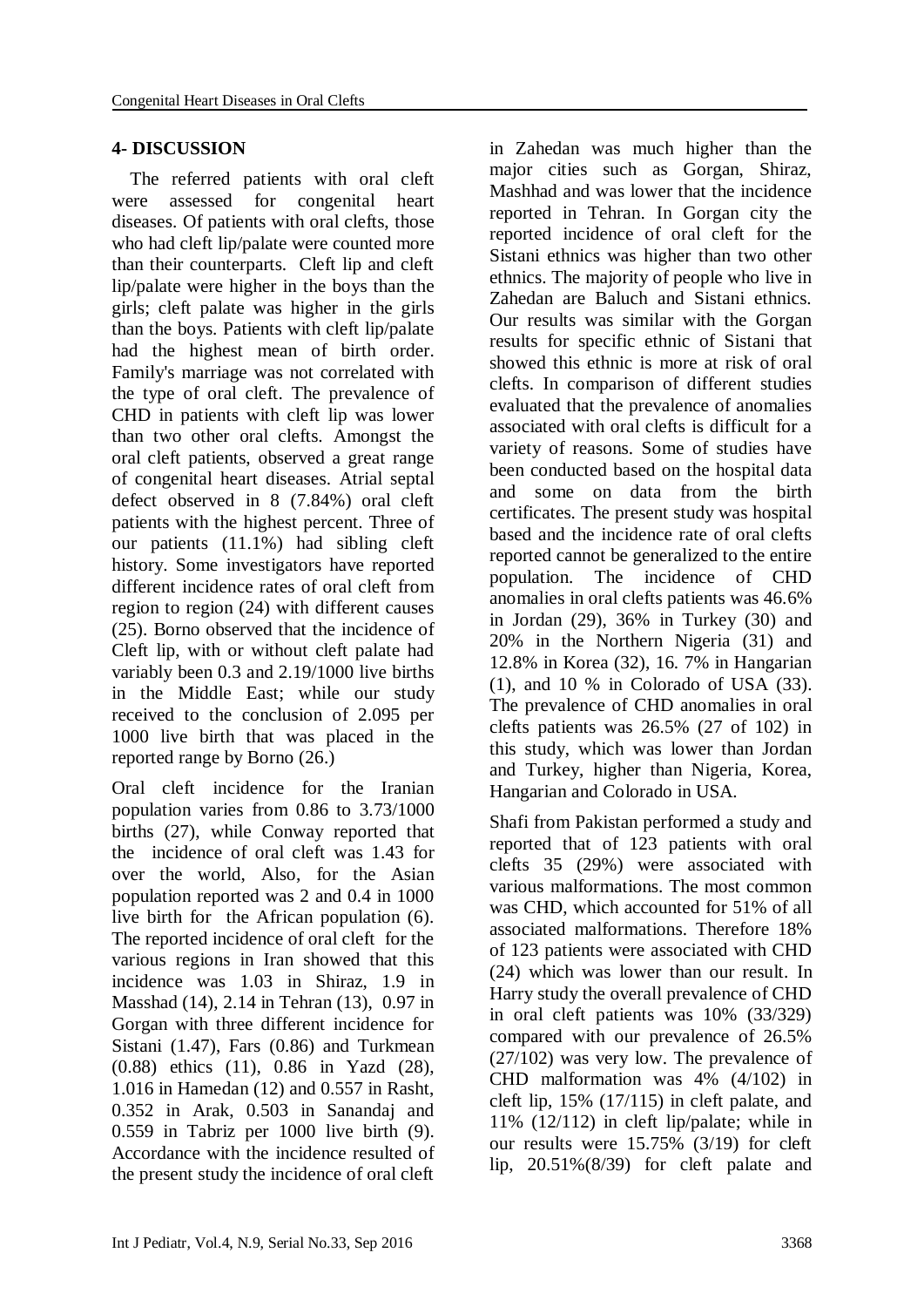## 4- DISCUSSION

The referred patients with oral cleft were assessed for congenital heart diseases. Of patients with oral clefts, those who had cleft lip/palate were counted more than their counterparts. Cleft lip and cleft lip/palate were higher in the boys than the girls; cleft palate was higher in the girls than the boys. Patients with cleft lip/palate had the highest mean of birth order. Family's marriage was not correlated with the type of oral cleft. The prevalence of CHD in patients with cleft lip was lower than two other oral clefts. Amongst the oral cleft patients, observed a great range of congenital heart diseases. Atrial septal defect observed in 8 (7.84%) oral cleft patients with the highest percent. Three of our patients (11.1%) had sibling cleft history. Some investigators have reported different incidence rates of oral cleft from region to region (24) with different causes (25). Borno observed that the incidence of Cleft lip, with or without cleft palate had variably been 0.3 and 2.19/1000 live births in the Middle East; while our study received to the conclusion of 2.095 per 1000 live birth that was placed in the reported range by Borno (26.)

Oral cleft incidence for the Iranian population varies from 0.86 to 3.73/1000 births (27), while Conway reported that the incidence of oral cleft was 1.43 for over the world, Also, for the Asian population reported was 2 and 0.4 in 1000 live birth for the African population (6). The reported incidence of oral cleft for the various regions in Iran showed that this incidence was 1.03 in Shiraz, 1.9 in Masshad (14), 2.14 in Tehran (13), 0.97 in Gorgan with three different incidence for Sistani (1.47), Fars (0.86) and Turkmean (0.88) ethics (11), 0.86 in Yazd (28), 1.016 in Hamedan (12) and 0.557 in Rasht, 0.352 in Arak, 0.503 in Sanandaj and 0.559 in Tabriz per 1000 live birth (9). Accordance with the incidence resulted of the present study the incidence of oral cleft in Zahedan was much higher than the major cities such as Gorgan, Shiraz, Mashhad and was lower that the incidence reported in Tehran. In Gorgan city the reported incidence of oral cleft for the Sistani ethnics was higher than two other ethnics. The majority of people who live in Zahedan are Baluch and Sistani ethnics. Our results was similar with the Gorgan results for specific ethnic of Sistani that showed this ethnic is more at risk of oral clefts. In comparison of different studies evaluated that the prevalence of anomalies associated with oral clefts is difficult for a variety of reasons. Some of studies have been conducted based on the hospital data and some on data from the birth certificates. The present study was hospital based and the incidence rate of oral clefts reported cannot be generalized to the entire population. The incidence of CHD anomalies in oral clefts patients was 46.6% in Jordan (29), 36% in Turkey (30) and 20% in the Northern Nigeria (31) and 12.8% in Korea (32), 16. 7% in Hangarian (1), and 10 % in Colorado of USA (33). The prevalence of CHD anomalies in oral clefts patients was 26.5% (27 of 102) in this study, which was lower than Jordan and Turkey, higher than Nigeria, Korea, Hangarian and Colorado in USA.

Shafi from Pakistan performed a study and reported that of 123 patients with oral clefts 35 (29%) were associated with various malformations. The most common was CHD, which accounted for 51% of all associated malformations. Therefore 18% of 123 patients were associated with CHD (24) which was lower than our result. In Harry study the overall prevalence of CHD in oral cleft patients was 10% (33/329) compared with our prevalence of 26.5% (27/102) was very low. The prevalence of CHD malformation was 4% (4/102) in cleft lip, 15% (17/115) in cleft palate, and 11% (12/112) in cleft lip/palate; while in our results were 15.75% (3/19) for cleft lip, 20.51%(8/39) for cleft palate and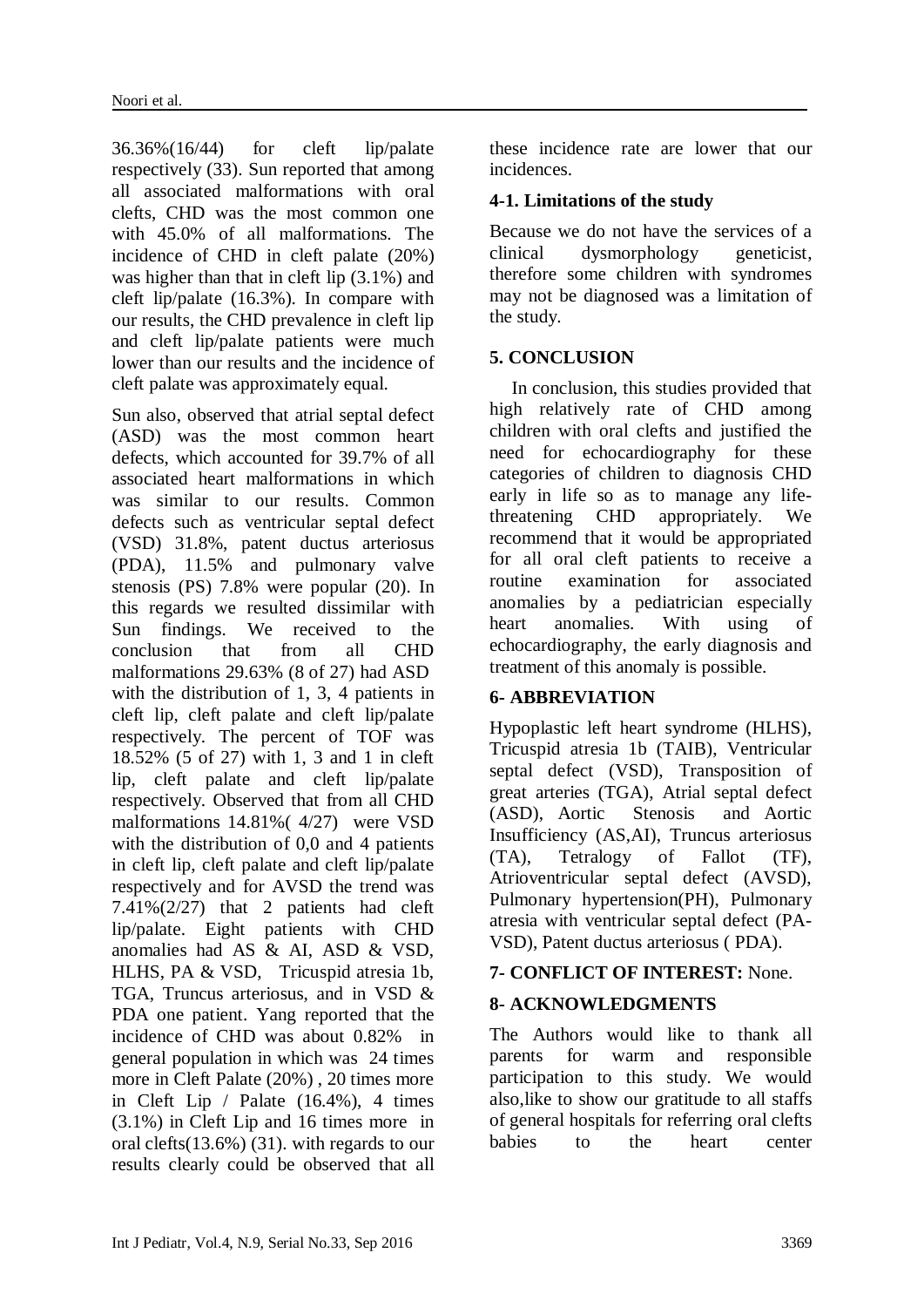36.36%(16/44) for cleft lip/palate respectively (33). Sun reported that among all associated malformations with oral clefts, CHD was the most common one with 45.0% of all malformations. The incidence of CHD in cleft palate (20%) was higher than that in cleft lip (3.1%) and cleft lip/palate (16.3%). In compare with our results, the CHD prevalence in cleft lip and cleft lip/palate patients were much lower than our results and the incidence of cleft palate was approximately equal.

Sun also, observed that atrial septal defect (ASD) was the most common heart defects, which accounted for 39.7% of all associated heart malformations in which was similar to our results. Common defects such as ventricular septal defect (VSD) 31.8%, patent ductus arteriosus (PDA), 11.5% and pulmonary valve stenosis (PS) 7.8% were popular (20). In this regards we resulted dissimilar with Sun findings. We received to the conclusion that from all CHD malformations 29.63% (8 of 27) had ASD with the distribution of 1, 3, 4 patients in cleft lip, cleft palate and cleft lip/palate respectively. The percent of TOF was 18.52% (5 of 27) with 1, 3 and 1 in cleft lip, cleft palate and cleft lip/palate respectively. Observed that from all CHD malformations 14.81%( 4/27) were VSD with the distribution of 0,0 and 4 patients in cleft lip, cleft palate and cleft lip/palate respectively and for AVSD the trend was 7.41%(2/27) that 2 patients had cleft lip/palate. Eight patients with CHD anomalies had AS & AI, ASD & VSD, HLHS, PA & VSD, Tricuspid atresia 1b, TGA, Truncus arteriosus, and in VSD & PDA one patient. Yang reported that the incidence of CHD was about 0.82% in general population in which was 24 times more in Cleft Palate (20%) , 20 times more in Cleft Lip / Palate (16.4%), 4 times (3.1%) in Cleft Lip and 16 times more in oral clefts(13.6%) (31). with regards to our results clearly could be observed that all these incidence rate are lower that our incidences.

### 4-1. Limitations of the study

Because we do not have the services of a clinical dysmorphology geneticist, therefore some children with syndromes may not be diagnosed was a limitation of the study.

## 5. CONCLUSION

In conclusion, this studies provided that high relatively rate of CHD among children with oral clefts and justified the need for echocardiography for these categories of children to diagnosis CHD early in life so as to manage any life-threatening CHD appropriately. We recommend that it would be appropriated for all oral cleft patients to receive a routine examination for associated anomalies by a pediatrician especially heart anomalies. With using of echocardiography, the early diagnosis and treatment of this anomaly is possible.

## 6- ABBREVIATION

Hypoplastic left heart syndrome (HLHS), Tricuspid atresia 1b (TAIB), Ventricular septal defect (VSD), Transposition of great arteries (TGA), Atrial septal defect (ASD), Aortic Stenosis and Aortic Insufficiency (AS,AI), Truncus arteriosus (TA), Tetralogy of Fallot (TF), Atrioventricular septal defect (AVSD), Pulmonary hypertension(PH), Pulmonary atresia with ventricular septal defect (PA-VSD), Patent ductus arteriosus ( PDA).

## 7- CONFLICT OF INTEREST: None.

## 8- ACKNOWLEDGMENTS

The Authors would like to thank all parents for warm and responsible participation to this study. We would also,like to show our gratitude to all staffs of general hospitals for referring oral clefts babies to the heart center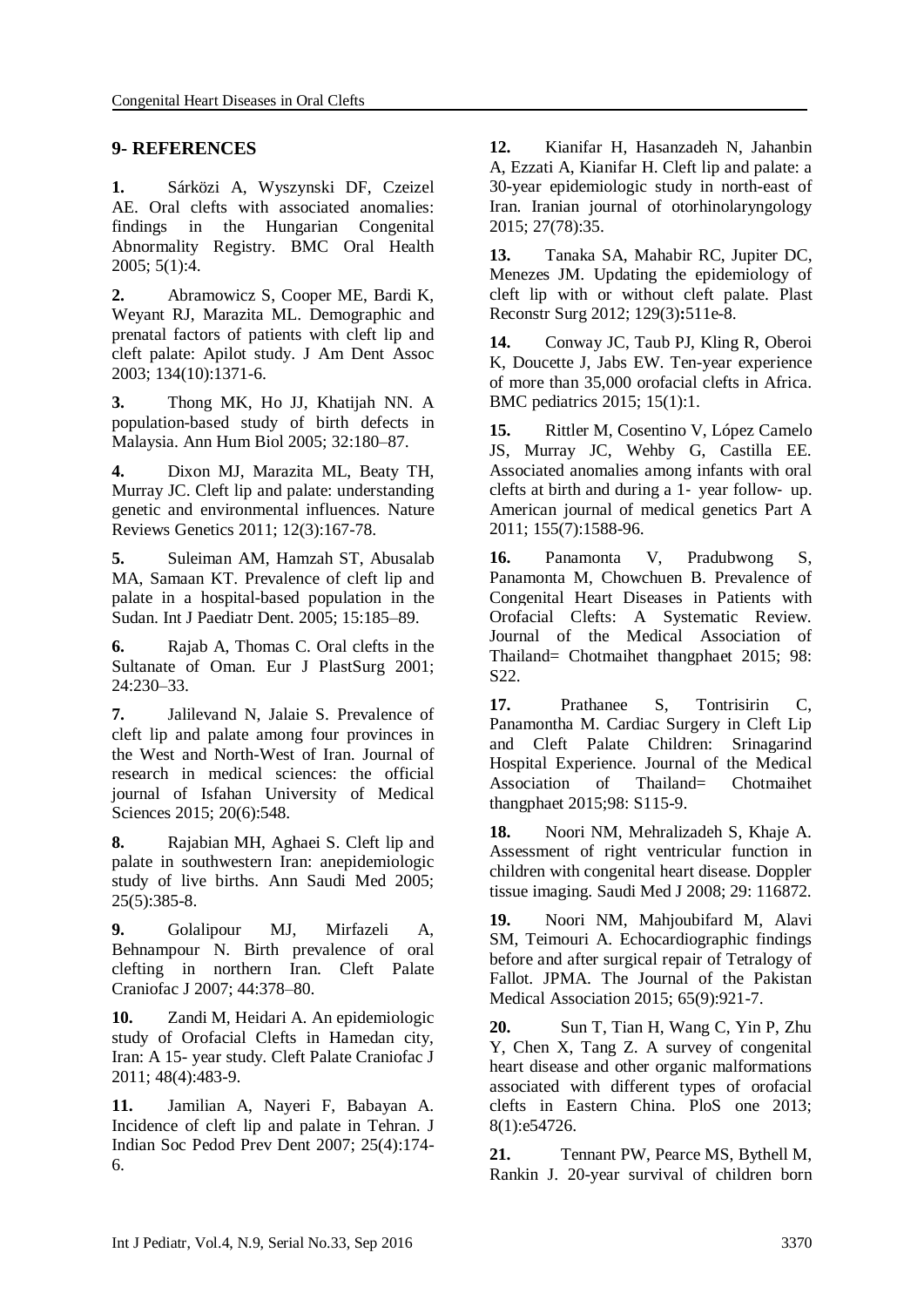## 9- REFERENCES

**1.** Sárközi A, Wyszynski DF, Czeizel AE. Oral clefts with associated anomalies: findings in the Hungarian Congenital Abnormality Registry. BMC Oral Health 2005; 5(1):4.

**2.** Abramowicz S, Cooper ME, Bardi K, Weyant RJ, Marazita ML. Demographic and prenatal factors of patients with cleft lip and cleft palate: Apilot study. J Am Dent Assoc 2003; 134(10):1371-6.

**3.** Thong MK, Ho JJ, Khatijah NN. A population-based study of birth defects in Malaysia. Ann Hum Biol 2005; 32:180–87.

**4.** Dixon MJ, Marazita ML, Beaty TH, Murray JC. Cleft lip and palate: understanding genetic and environmental influences. Nature Reviews Genetics 2011; 12(3):167-78.

**5.** Suleiman AM, Hamzah ST, Abusalab MA, Samaan KT. Prevalence of cleft lip and palate in a hospital-based population in the Sudan. Int J Paediatr Dent. 2005; 15:185–89.

**6.** Rajab A, Thomas C. Oral clefts in the Sultanate of Oman. Eur J PlastSurg 2001; 24:230–33.

**7.** Jalilevand N, Jalaie S. Prevalence of cleft lip and palate among four provinces in the West and North-West of Iran. Journal of research in medical sciences: the official journal of Isfahan University of Medical Sciences 2015; 20(6):548.

**8.** Rajabian MH, Aghaei S. Cleft lip and palate in southwestern Iran: anepidemiologic study of live births. Ann Saudi Med 2005; 25(5):385-8.

**9.** Golalipour MJ, Mirfazeli A, Behnampour N. Birth prevalence of oral clefting in northern Iran. Cleft Palate Craniofac J 2007; 44:378–80.

**10.** Zandi M, Heidari A. An epidemiologic study of Orofacial Clefts in Hamedan city, Iran: A 15- year study. Cleft Palate Craniofac J 2011; 48(4):483-9.

**11.** Jamilian A, Nayeri F, Babayan A. Incidence of cleft lip and palate in Tehran. J Indian Soc Pedod Prev Dent 2007; 25(4):174-6.

**12.** Kianifar H, Hasanzadeh N, Jahanbin A, Ezzati A, Kianifar H. Cleft lip and palate: a 30-year epidemiologic study in north-east of Iran. Iranian journal of otorhinolaryngology 2015; 27(78):35.

**13.** Tanaka SA, Mahabir RC, Jupiter DC, Menezes JM. Updating the epidemiology of cleft lip with or without cleft palate. Plast Reconstr Surg 2012; 129(3)**:**511e-8.

**14.** Conway JC, Taub PJ, Kling R, Oberoi K, Doucette J, Jabs EW. Ten-year experience of more than 35,000 orofacial clefts in Africa. BMC pediatrics 2015; 15(1):1.

**15.** Rittler M, Cosentino V, López Camelo JS, Murray JC, Wehby G, Castilla EE. Associated anomalies among infants with oral clefts at birth and during a 1‐ year follow‐ up. American journal of medical genetics Part A 2011; 155(7):1588-96.

**16.** Panamonta V, Pradubwong S, Panamonta M, Chowchuen B. Prevalence of Congenital Heart Diseases in Patients with Orofacial Clefts: A Systematic Review. Journal of the Medical Association of Thailand= Chotmaihet thangphaet 2015; 98: S22.

**17.** Prathanee S, Tontrisirin C, Panamontha M. Cardiac Surgery in Cleft Lip and Cleft Palate Children: Srinagarind Hospital Experience. Journal of the Medical Association of Thailand= Chotmaihet thangphaet 2015;98: S115-9.

**18.** Noori NM, Mehralizadeh S, Khaje A. Assessment of right ventricular function in children with congenital heart disease. Doppler tissue imaging. Saudi Med J 2008; 29: 116872.

**19.** Noori NM, Mahjoubifard M, Alavi SM, Teimouri A. Echocardiographic findings before and after surgical repair of Tetralogy of Fallot. JPMA. The Journal of the Pakistan Medical Association 2015; 65(9):921-7.

**20.** Sun T, Tian H, Wang C, Yin P, Zhu Y, Chen X, Tang Z. A survey of congenital heart disease and other organic malformations associated with different types of orofacial clefts in Eastern China. PloS one 2013; 8(1):e54726.

**21.** Tennant PW, Pearce MS, Bythell M, Rankin J. 20-year survival of children born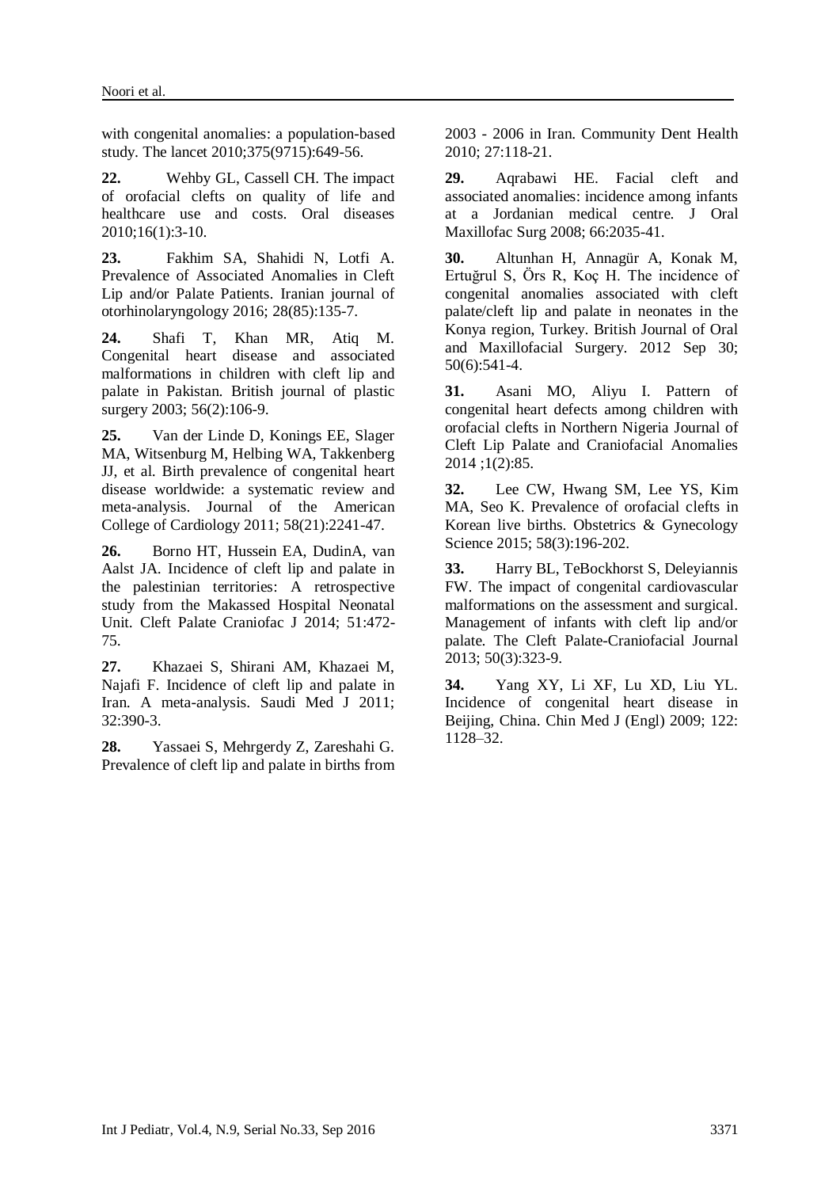with congenital anomalies: a population-based study. The lancet 2010;375(9715):649-56.

**22.** Wehby GL, Cassell CH. The impact of orofacial clefts on quality of life and healthcare use and costs. Oral diseases 2010;16(1):3-10.

**23.** Fakhim SA, Shahidi N, Lotfi A. Prevalence of Associated Anomalies in Cleft Lip and/or Palate Patients. Iranian journal of otorhinolaryngology 2016; 28(85):135-7.

**24.** Shafi T, Khan MR, Atiq M. Congenital heart disease and associated malformations in children with cleft lip and palate in Pakistan. British journal of plastic surgery 2003; 56(2):106-9.

**25.** Van der Linde D, Konings EE, Slager MA, Witsenburg M, Helbing WA, Takkenberg JJ, et al. Birth prevalence of congenital heart disease worldwide: a systematic review and meta-analysis. Journal of the American College of Cardiology 2011; 58(21):2241-47.

**26.** Borno HT, Hussein EA, DudinA, van Aalst JA. Incidence of cleft lip and palate in the palestinian territories: A retrospective study from the Makassed Hospital Neonatal Unit. Cleft Palate Craniofac J 2014; 51:472-75.

**27.** Khazaei S, Shirani AM, Khazaei M, Najafi F. Incidence of cleft lip and palate in Iran. A meta-analysis. Saudi Med J 2011; 32:390-3.

**28.** Yassaei S, Mehrgerdy Z, Zareshahi G. Prevalence of cleft lip and palate in births from 2003 - 2006 in Iran. Community Dent Health 2010; 27:118-21.

**29.** Aqrabawi HE. Facial cleft and associated anomalies: incidence among infants at a Jordanian medical centre. J Oral Maxillofac Surg 2008; 66:2035-41.

**30.** Altunhan H, Annagür A, Konak M, Ertuğrul S, Örs R, Koç H. The incidence of congenital anomalies associated with cleft palate/cleft lip and palate in neonates in the Konya region, Turkey. British Journal of Oral and Maxillofacial Surgery. 2012 Sep 30; 50(6):541-4.

**31.** Asani MO, Aliyu I. Pattern of congenital heart defects among children with orofacial clefts in Northern Nigeria Journal of Cleft Lip Palate and Craniofacial Anomalies 2014 ;1(2):85.

**32.** Lee CW, Hwang SM, Lee YS, Kim MA, Seo K. Prevalence of orofacial clefts in Korean live births. Obstetrics & Gynecology Science 2015; 58(3):196-202.

**33.** Harry BL, TeBockhorst S, Deleyiannis FW. The impact of congenital cardiovascular malformations on the assessment and surgical. Management of infants with cleft lip and/or palate. The Cleft Palate-Craniofacial Journal 2013; 50(3):323-9.

**34.** Yang XY, Li XF, Lu XD, Liu YL. Incidence of congenital heart disease in Beijing, China. Chin Med J (Engl) 2009; 122: 1128–32.